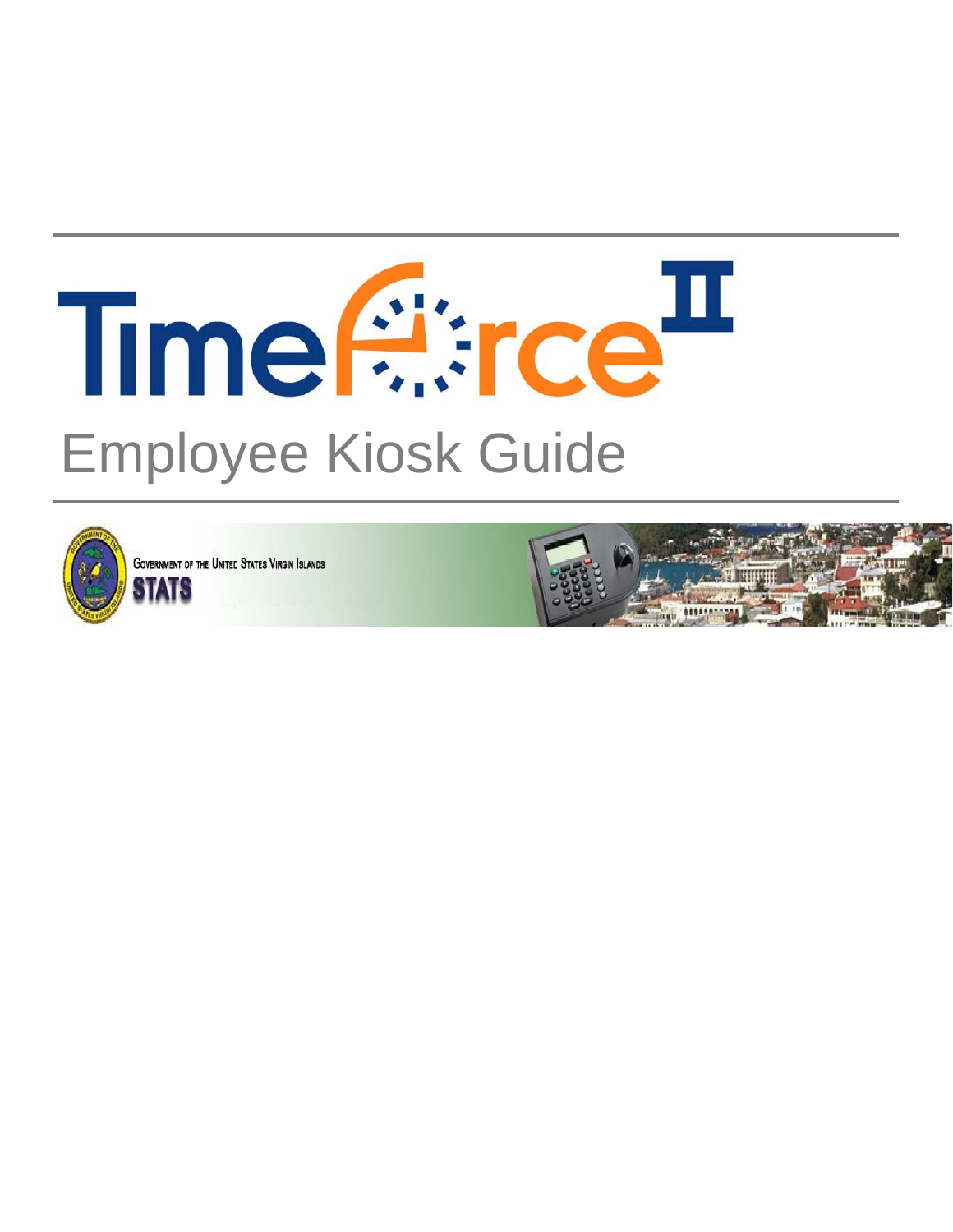# TimeForce II

## Employee Kiosk Guide

Government of the United States Virgin Islands

STATS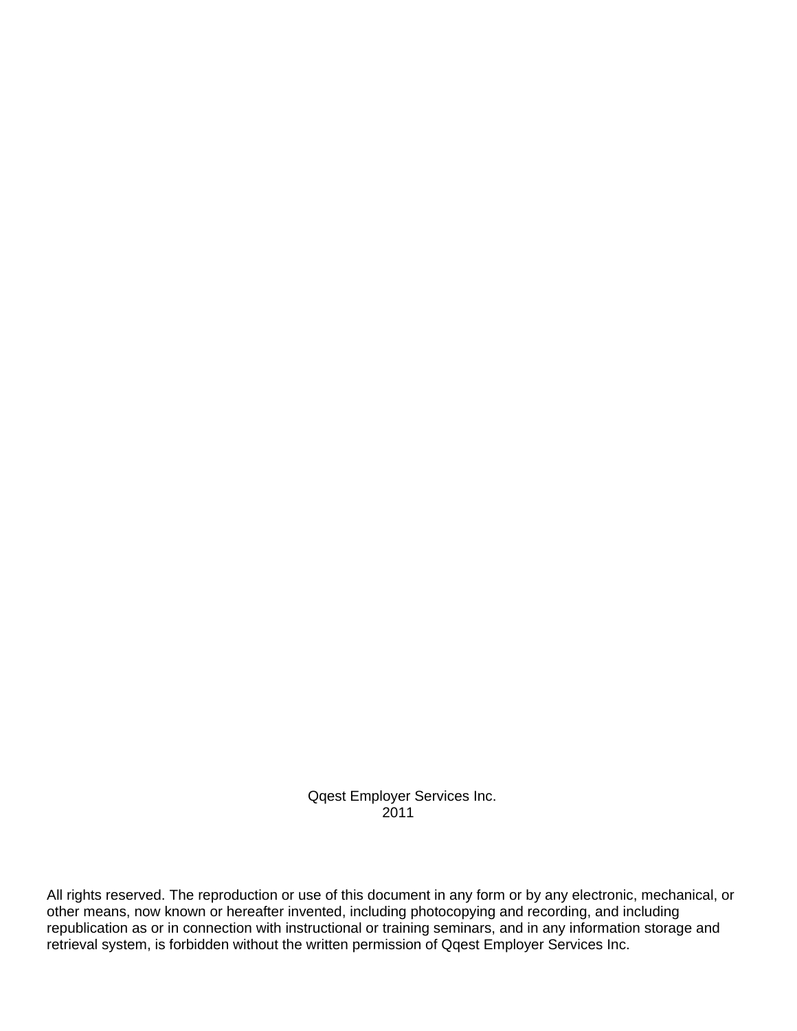Qqest Employer Services Inc.
2011

All rights reserved. The reproduction or use of this document in any form or by any electronic, mechanical, or other means, now known or hereafter invented, including photocopying and recording, and including republication as or in connection with instructional or training seminars, and in any information storage and retrieval system, is forbidden without the written permission of Qqest Employer Services Inc.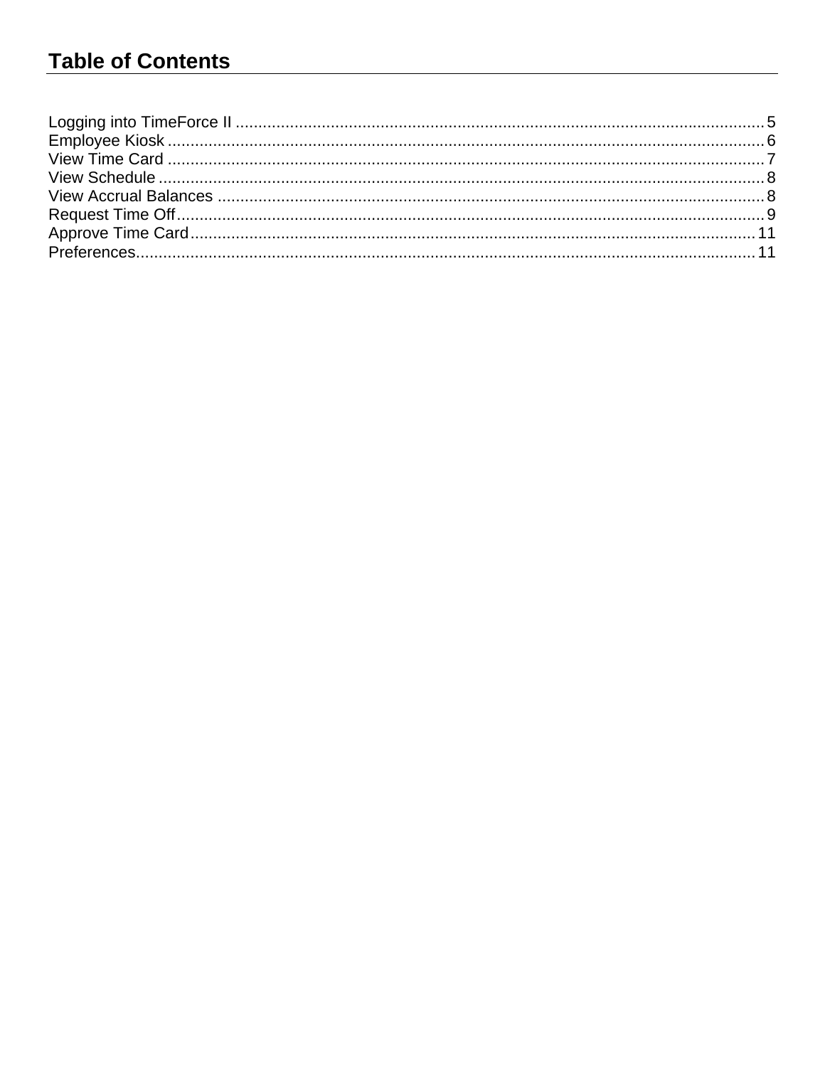# Table of Contents

Logging into TimeForce II .......... 5
Employee Kiosk .......... 6
View Time Card .......... 7
View Schedule .......... 8
View Accrual Balances .......... 8
Request Time Off .......... 9
Approve Time Card .......... 11
Preferences .......... 11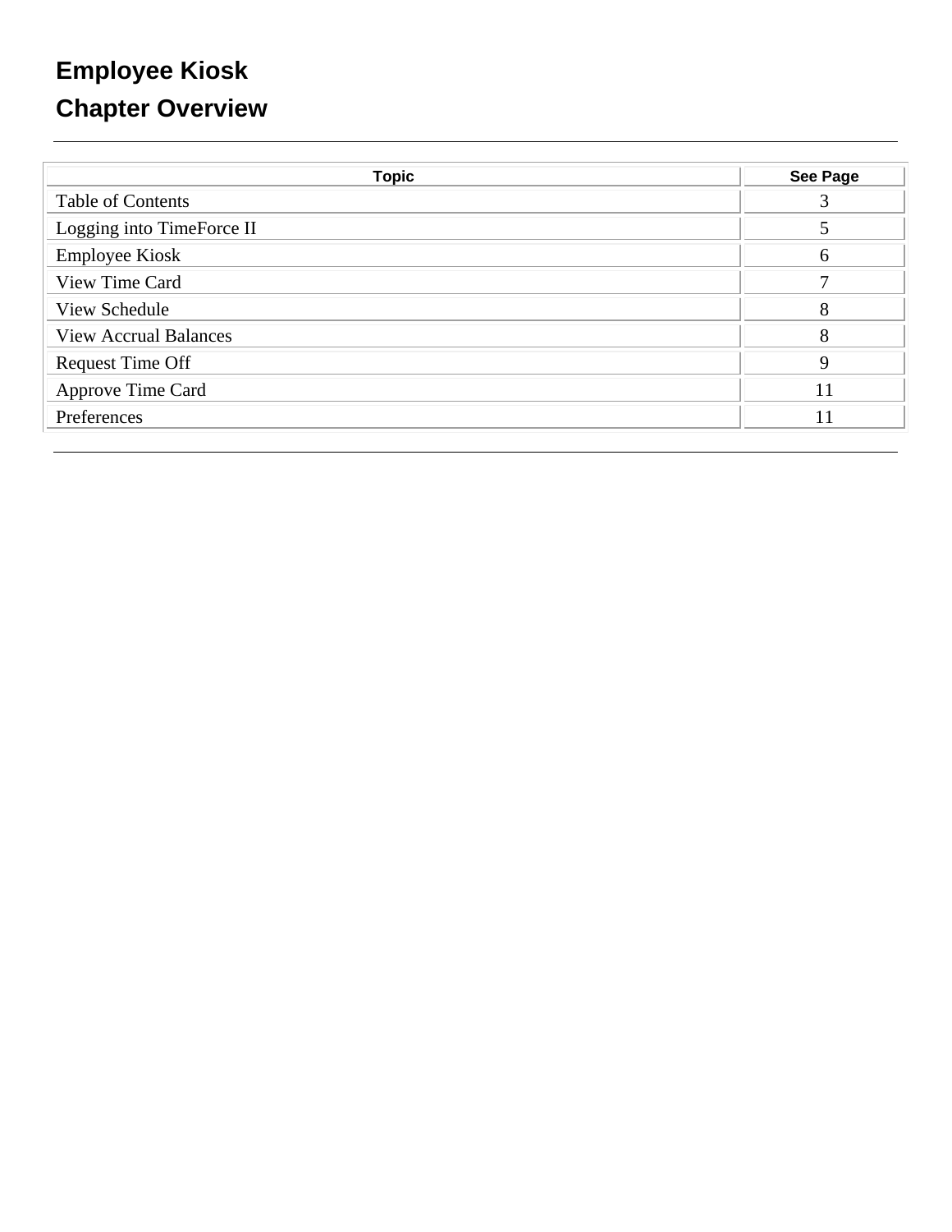# Employee Kiosk

## Chapter Overview

---

| Topic | See Page |
|---|---|
| Table of Contents | 3 |
| Logging into TimeForce II | 5 |
| Employee Kiosk | 6 |
| View Time Card | 7 |
| View Schedule | 8 |
| View Accrual Balances | 8 |
| Request Time Off | 9 |
| Approve Time Card | 11 |
| Preferences | 11 |

---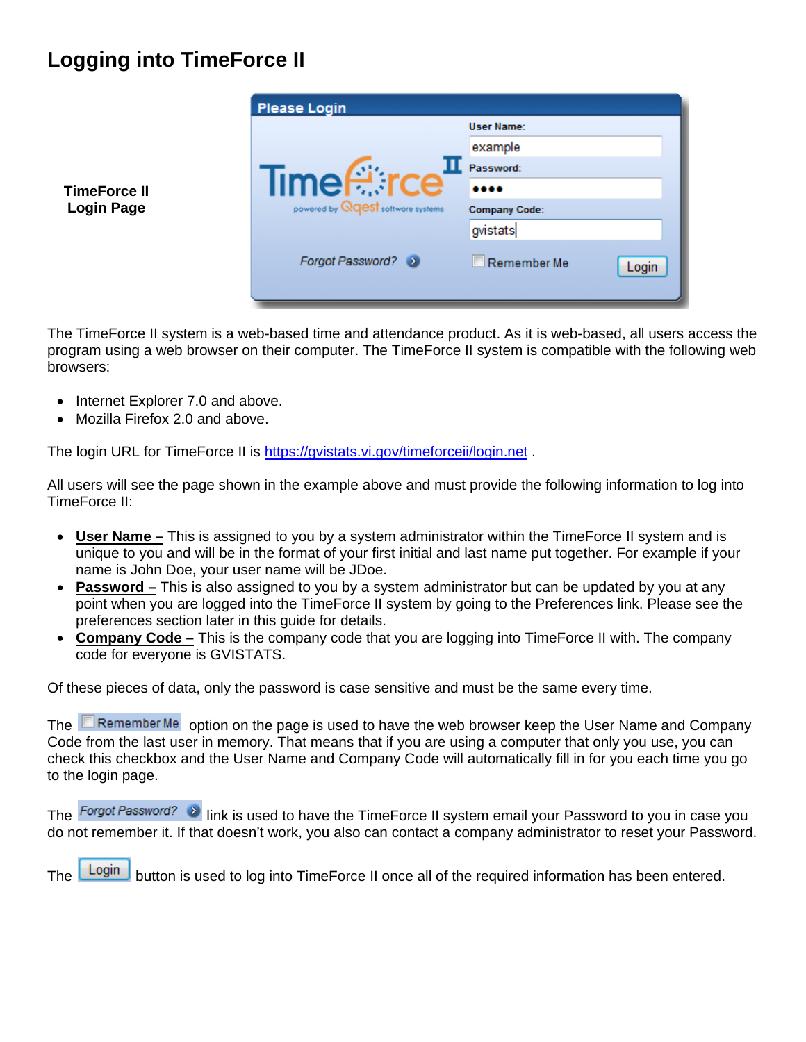## Logging into TimeForce II

**TimeForce II Login Page**

The TimeForce II system is a web-based time and attendance product. As it is web-based, all users access the program using a web browser on their computer. The TimeForce II system is compatible with the following web browsers:

- Internet Explorer 7.0 and above.
- Mozilla Firefox 2.0 and above.

The login URL for TimeForce II is https://gvistats.vi.gov/timeforceii/login.net .

All users will see the page shown in the example above and must provide the following information to log into TimeForce II:

- **User Name –** This is assigned to you by a system administrator within the TimeForce II system and is unique to you and will be in the format of your first initial and last name put together. For example if your name is John Doe, your user name will be JDoe.
- **Password –** This is also assigned to you by a system administrator but can be updated by you at any point when you are logged into the TimeForce II system by going to the Preferences link. Please see the preferences section later in this guide for details.
- **Company Code –** This is the company code that you are logging into TimeForce II with. The company code for everyone is GVISTATS.

Of these pieces of data, only the password is case sensitive and must be the same every time.

The Remember Me option on the page is used to have the web browser keep the User Name and Company Code from the last user in memory. That means that if you are using a computer that only you use, you can check this checkbox and the User Name and Company Code will automatically fill in for you each time you go to the login page.

The Forgot Password? link is used to have the TimeForce II system email your Password to you in case you do not remember it. If that doesn't work, you also can contact a company administrator to reset your Password.

The Login button is used to log into TimeForce II once all of the required information has been entered.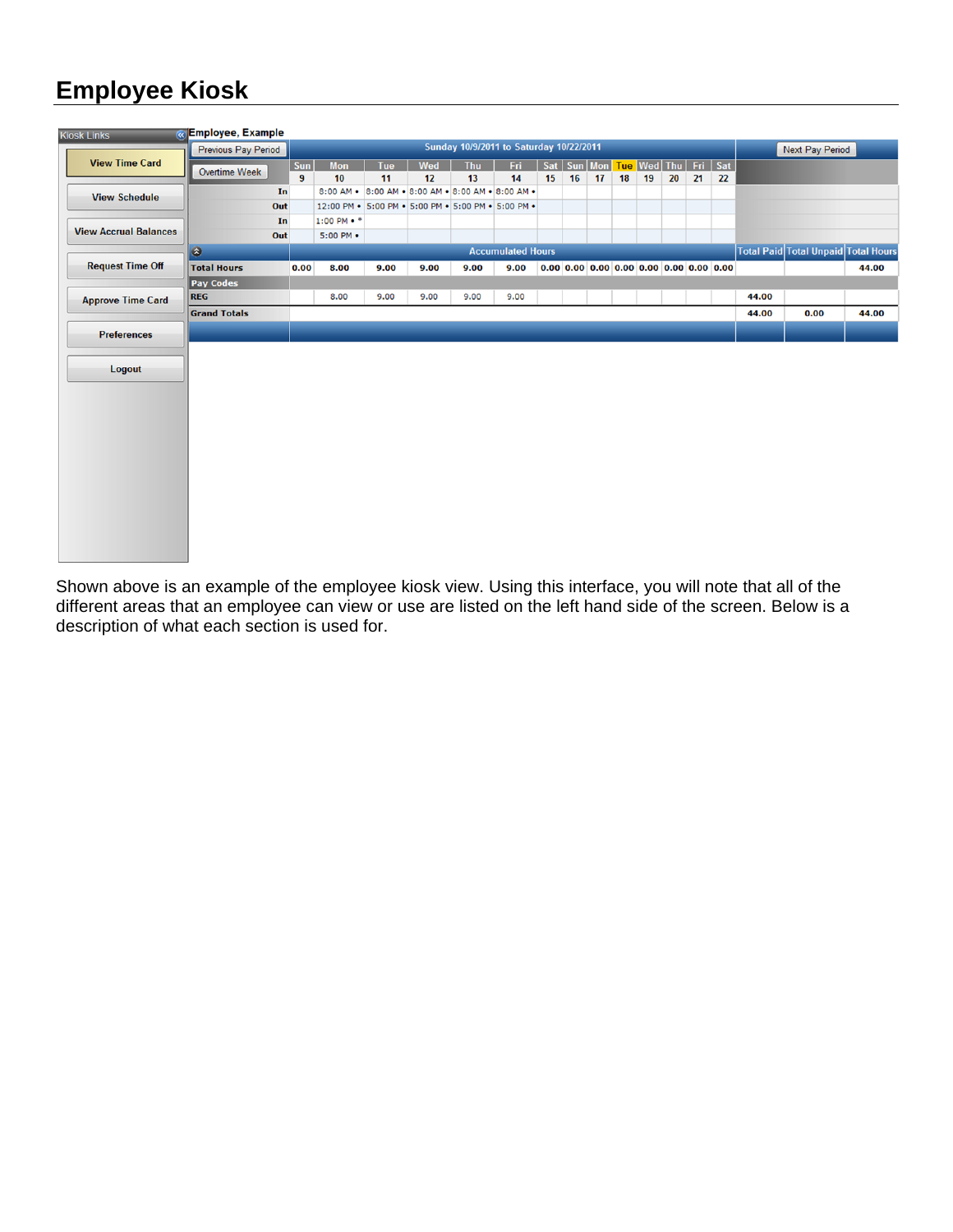# Employee Kiosk

| Kiosk Links |
|---|
| View Time Card |
| View Schedule |
| View Accrual Balances |
| Request Time Off |
| Approve Time Card |
| Preferences |
| Logout |

Employee, Example

| Previous Pay Period | Sunday 10/9/2011 to Saturday 10/22/2011 | | | | | | | | | | | | | | Next Pay Period | | |
|---|---|---|---|---|---|---|---|---|---|---|---|---|---|---|---|---|---|
| Overtime Week | Sun 9 | Mon 10 | Tue 11 | Wed 12 | Thu 13 | Fri 14 | Sat 15 | Sun 16 | Mon 17 | Tue 18 | Wed 19 | Thu 20 | Fri 21 | Sat 22 | | | |
| In | | 8:00 AM • | 8:00 AM • | 8:00 AM • | 8:00 AM • | 8:00 AM • | | | | | | | | | | | |
| Out | | 12:00 PM • | 5:00 PM • | 5:00 PM • | 5:00 PM • | 5:00 PM • | | | | | | | | | | | |
| In | | 1:00 PM • * | | | | | | | | | | | | | | | |
| Out | | 5:00 PM • | | | | | | | | | | | | | | | |
| | Accumulated Hours | | | | | | | | | | | | | | Total Paid | Total Unpaid | Total Hours |
| Total Hours | 0.00 | 8.00 | 9.00 | 9.00 | 9.00 | 9.00 | 0.00 | 0.00 | 0.00 | 0.00 | 0.00 | 0.00 | 0.00 | 0.00 | | | 44.00 |
| Pay Codes | | | | | | | | | | | | | | | | | |
| REG | | 8.00 | 9.00 | 9.00 | 9.00 | 9.00 | | | | | | | | | 44.00 | | |
| Grand Totals | | | | | | | | | | | | | | | 44.00 | 0.00 | 44.00 |

Shown above is an example of the employee kiosk view. Using this interface, you will note that all of the different areas that an employee can view or use are listed on the left hand side of the screen. Below is a description of what each section is used for.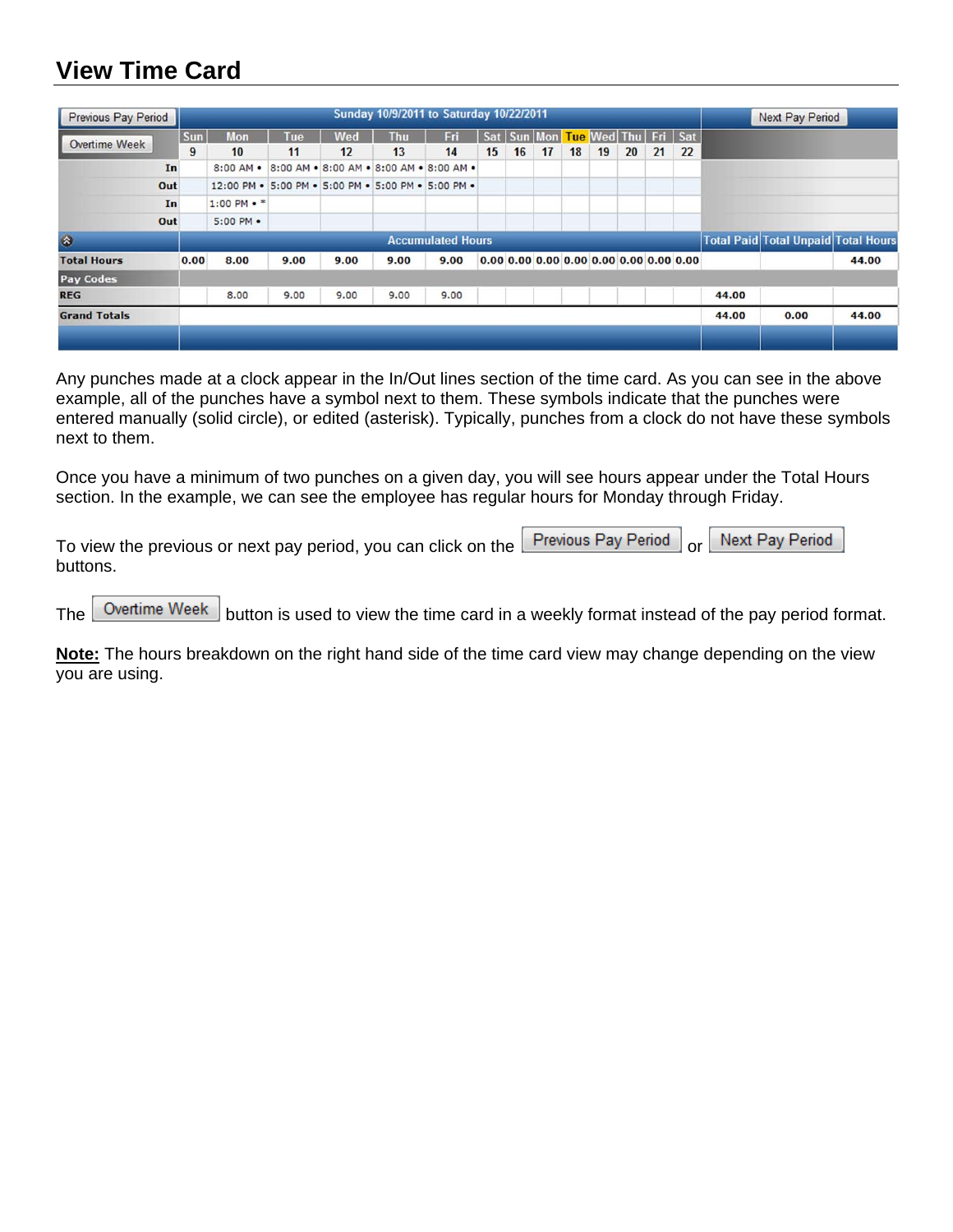# View Time Card

| Previous Pay Period | Sunday 10/9/2011 to Saturday 10/22/2011 | | | | | | | | | | | | | | Next Pay Period | | |
|---|---|---|---|---|---|---|---|---|---|---|---|---|---|---|---|---|---|
| Overtime Week | Sun 9 | Mon 10 | Tue 11 | Wed 12 | Thu 13 | Fri 14 | Sat 15 | Sun 16 | Mon 17 | Tue 18 | Wed 19 | Thu 20 | Fri 21 | Sat 22 | | | |
| In | | 8:00 AM • | 8:00 AM • | 8:00 AM • | 8:00 AM • | 8:00 AM • | | | | | | | | | | | |
| Out | | 12:00 PM • | 5:00 PM • | 5:00 PM • | 5:00 PM • | 5:00 PM • | | | | | | | | | | | |
| In | | 1:00 PM • * | | | | | | | | | | | | | | | |
| Out | | 5:00 PM • | | | | | | | | | | | | | | | |
| | Accumulated Hours | | | | | | | | | | | | | | Total Paid | Total Unpaid | Total Hours |
| Total Hours | 0.00 | 8.00 | 9.00 | 9.00 | 9.00 | 9.00 | 0.00 | 0.00 | 0.00 | 0.00 | 0.00 | 0.00 | 0.00 | 0.00 | | | 44.00 |
| Pay Codes | | | | | | | | | | | | | | | | | |
| REG | | 8.00 | 9.00 | 9.00 | 9.00 | 9.00 | | | | | | | | | 44.00 | | |
| Grand Totals | | | | | | | | | | | | | | | 44.00 | 0.00 | 44.00 |

Any punches made at a clock appear in the In/Out lines section of the time card. As you can see in the above example, all of the punches have a symbol next to them. These symbols indicate that the punches were entered manually (solid circle), or edited (asterisk). Typically, punches from a clock do not have these symbols next to them.

Once you have a minimum of two punches on a given day, you will see hours appear under the Total Hours section. In the example, we can see the employee has regular hours for Monday through Friday.

To view the previous or next pay period, you can click on the Previous Pay Period or Next Pay Period buttons.

The Overtime Week button is used to view the time card in a weekly format instead of the pay period format.

**Note:** The hours breakdown on the right hand side of the time card view may change depending on the view you are using.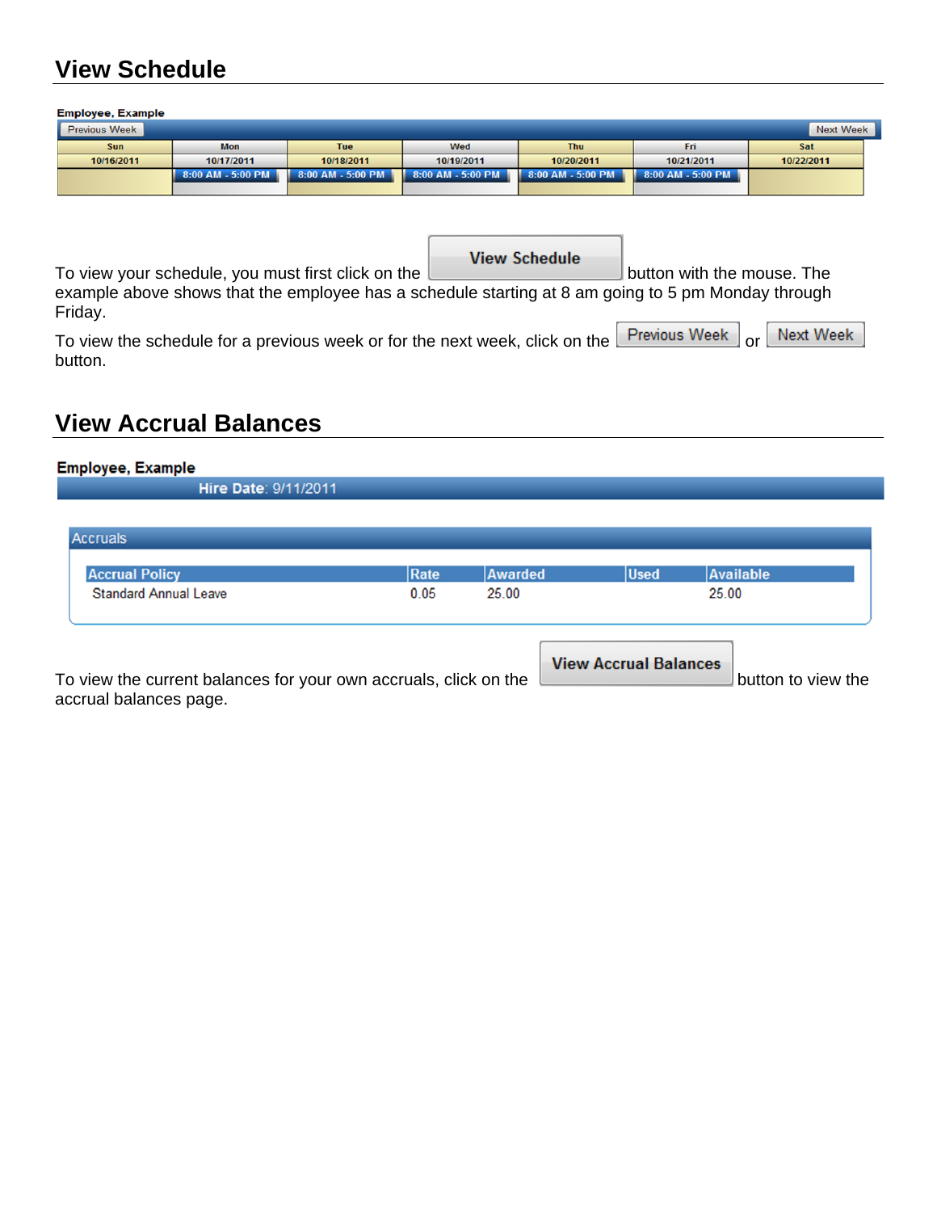## View Schedule

**Employee, Example**

Previous Week | Next Week

| Sun | Mon | Tue | Wed | Thu | Fri | Sat |
| --- | --- | --- | --- | --- | --- | --- |
| 10/16/2011 | 10/17/2011 | 10/18/2011 | 10/19/2011 | 10/20/2011 | 10/21/2011 | 10/22/2011 |
| | 8:00 AM - 5:00 PM | 8:00 AM - 5:00 PM | 8:00 AM - 5:00 PM | 8:00 AM - 5:00 PM | 8:00 AM - 5:00 PM | |

To view your schedule, you must first click on the **View Schedule** button with the mouse. The example above shows that the employee has a schedule starting at 8 am going to 5 pm Monday through Friday.

To view the schedule for a previous week or for the next week, click on the **Previous Week** or **Next Week** button.

## View Accrual Balances

**Employee, Example**

**Hire Date**: 9/11/2011

Accruals

| Accrual Policy | Rate | Awarded | Used | Available |
| --- | --- | --- | --- | --- |
| Standard Annual Leave | 0.05 | 25.00 | | 25.00 |

To view the current balances for your own accruals, click on the **View Accrual Balances** button to view the accrual balances page.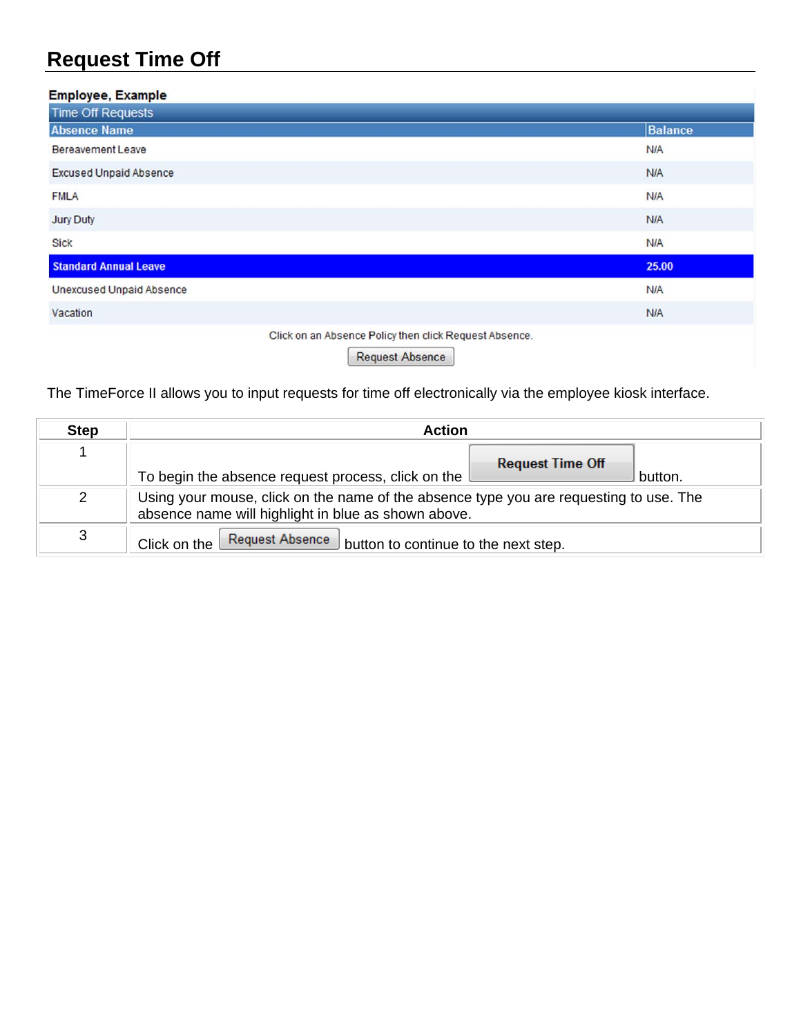# Request Time Off

**Employee, Example**

Time Off Requests

| Absence Name | Balance |
|---|---|
| Bereavement Leave | N/A |
| Excused Unpaid Absence | N/A |
| FMLA | N/A |
| Jury Duty | N/A |
| Sick | N/A |
| **Standard Annual Leave** | **25.00** |
| Unexcused Unpaid Absence | N/A |
| Vacation | N/A |

Click on an Absence Policy then click Request Absence.

Request Absence

The TimeForce II allows you to input requests for time off electronically via the employee kiosk interface.

| Step | Action |
|---|---|
| 1 | To begin the absence request process, click on the **Request Time Off** button. |
| 2 | Using your mouse, click on the name of the absence type you are requesting to use. The absence name will highlight in blue as shown above. |
| 3 | Click on the Request Absence button to continue to the next step. |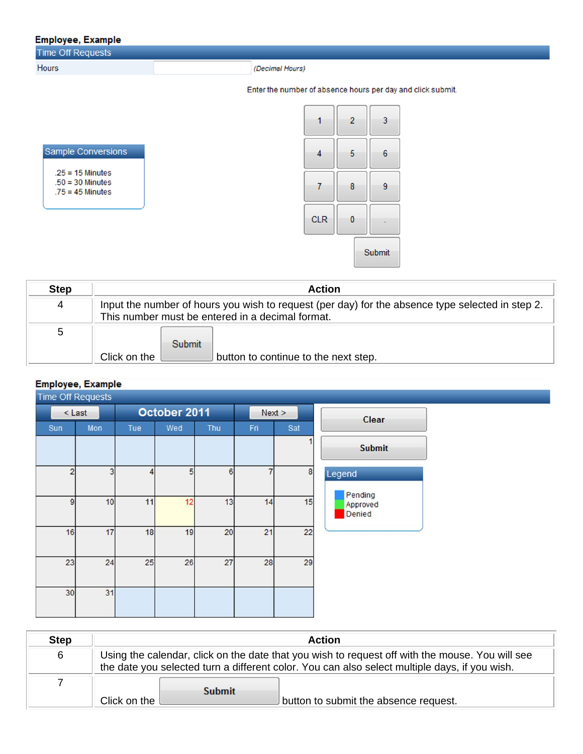**Employee, Example**

Time Off Requests

Hours _(Decimal Hours)_

Enter the number of absence hours per day and click submit.

| 1 | 2 | 3 |
|---|---|---|
| 4 | 5 | 6 |
| 7 | 8 | 9 |
| CLR | 0 | . |

Submit

**Sample Conversions**

.25 = 15 Minutes
.50 = 30 Minutes
.75 = 45 Minutes

| Step | Action |
|---|---|
| 4 | Input the number of hours you wish to request (per day) for the absence type selected in step 2. This number must be entered in a decimal format. |
| 5 | Click on the Submit button to continue to the next step. |

**Employee, Example**

Time Off Requests

< Last | **October 2011** | Next >

| Sun | Mon | Tue | Wed | Thu | Fri | Sat |
|---|---|---|---|---|---|---|
| | | | | | | 1 |
| 2 | 3 | 4 | 5 | 6 | 7 | 8 |
| 9 | 10 | 11 | 12 | 13 | 14 | 15 |
| 16 | 17 | 18 | 19 | 20 | 21 | 22 |
| 23 | 24 | 25 | 26 | 27 | 28 | 29 |
| 30 | 31 | | | | | |

Clear

Submit

**Legend**

- Pending
- Approved
- Denied

| Step | Action |
|---|---|
| 6 | Using the calendar, click on the date that you wish to request off with the mouse. You will see the date you selected turn a different color. You can also select multiple days, if you wish. |
| 7 | Click on the **Submit** button to submit the absence request. |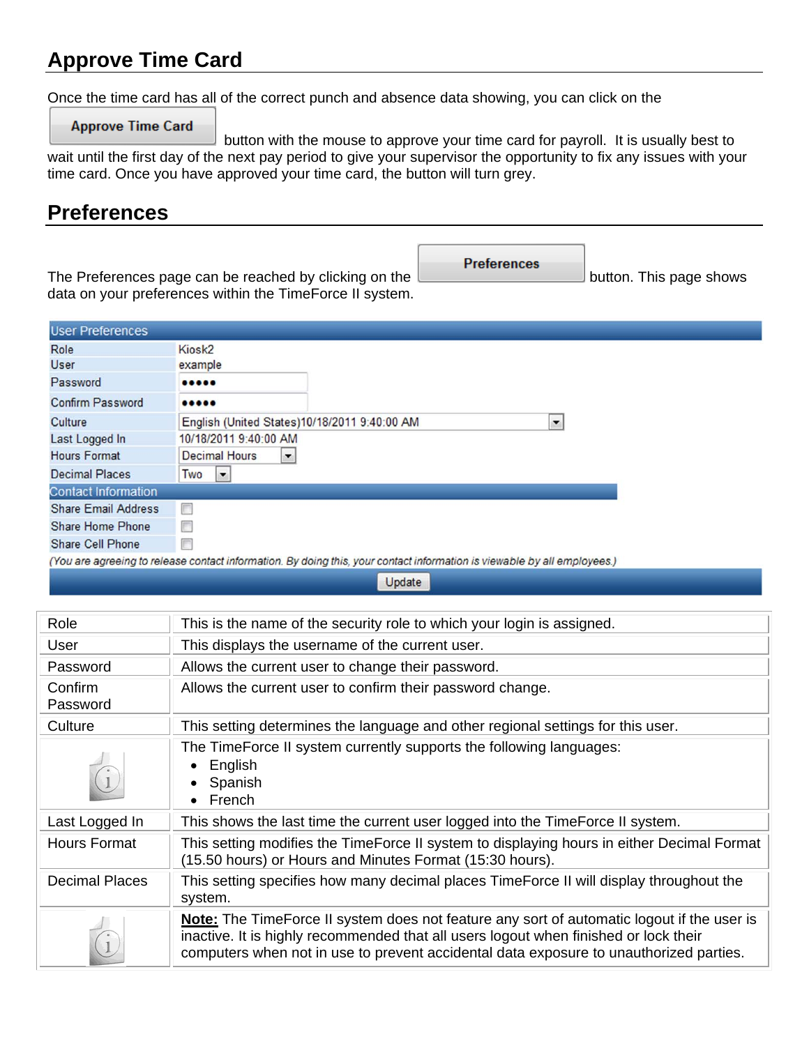## Approve Time Card

Once the time card has all of the correct punch and absence data showing, you can click on the **Approve Time Card** button with the mouse to approve your time card for payroll. It is usually best to wait until the first day of the next pay period to give your supervisor the opportunity to fix any issues with your time card. Once you have approved your time card, the button will turn grey.

## Preferences

The Preferences page can be reached by clicking on the **Preferences** button. This page shows data on your preferences within the TimeForce II system.

| User Preferences | |
|---|---|
| Role | Kiosk2 |
| User | example |
| Password | ••••• |
| Confirm Password | ••••• |
| Culture | English (United States)10/18/2011 9:40:00 AM |
| Last Logged In | 10/18/2011 9:40:00 AM |
| Hours Format | Decimal Hours |
| Decimal Places | Two |
| **Contact Information** | |
| Share Email Address | ☐ |
| Share Home Phone | ☐ |
| Share Cell Phone | ☐ |

*(You are agreeing to release contact information. By doing this, your contact information is viewable by all employees.)*

Update

| | |
|---|---|
| Role | This is the name of the security role to which your login is assigned. |
| User | This displays the username of the current user. |
| Password | Allows the current user to change their password. |
| Confirm Password | Allows the current user to confirm their password change. |
| Culture | This setting determines the language and other regional settings for this user. |
| | The TimeForce II system currently supports the following languages: • English • Spanish • French |
| Last Logged In | This shows the last time the current user logged into the TimeForce II system. |
| Hours Format | This setting modifies the TimeForce II system to displaying hours in either Decimal Format (15.50 hours) or Hours and Minutes Format (15:30 hours). |
| Decimal Places | This setting specifies how many decimal places TimeForce II will display throughout the system. |
| | **Note:** The TimeForce II system does not feature any sort of automatic logout if the user is inactive. It is highly recommended that all users logout when finished or lock their computers when not in use to prevent accidental data exposure to unauthorized parties. |